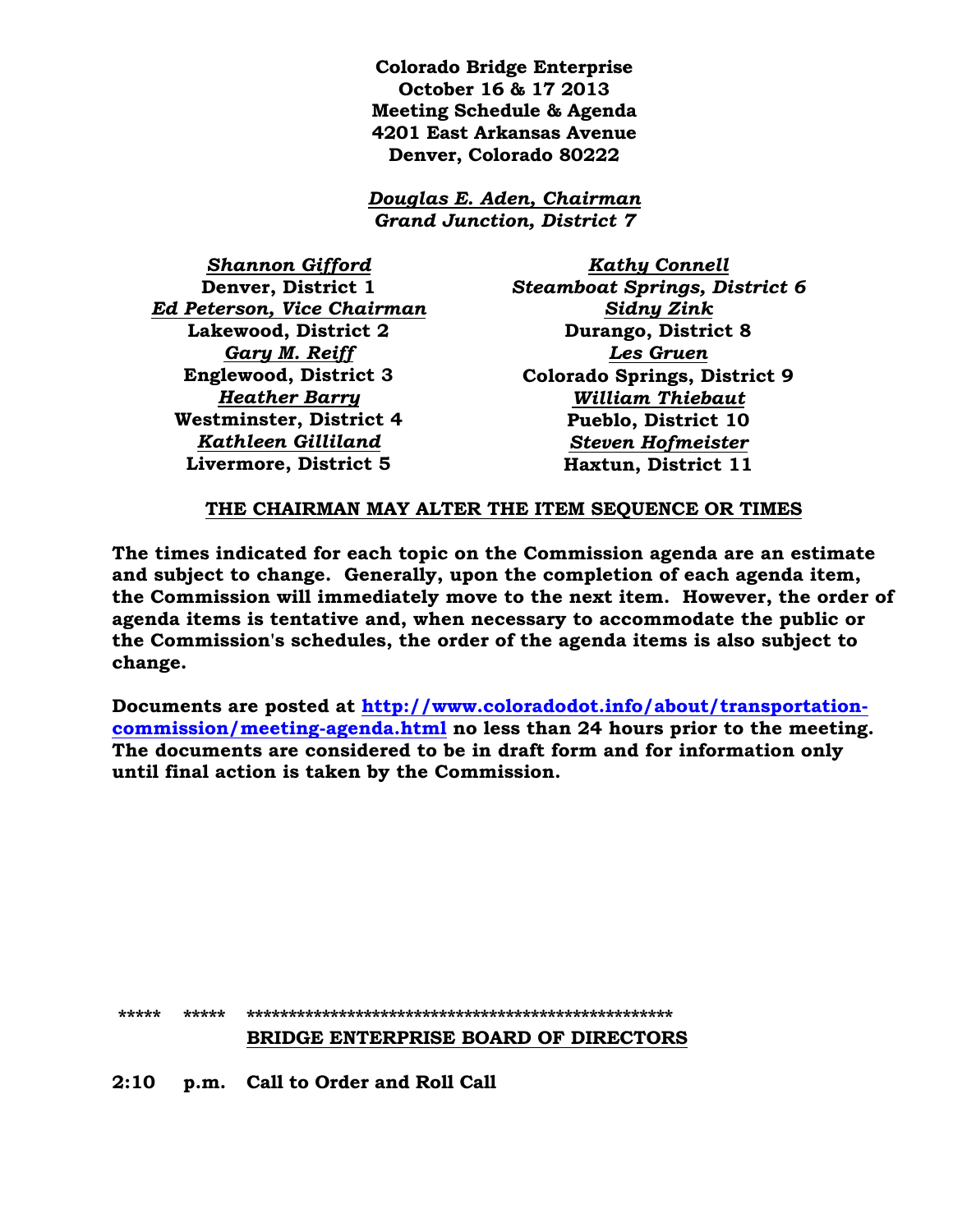**Colorado Bridge Enterprise**
**October 16 & 17 2013**
**Meeting Schedule & Agenda**
**4201 East Arkansas Avenue**
**Denver, Colorado 80222**

***Douglas E. Aden, Chairman***
***Grand Junction, District 7***

***Shannon Gifford***
**Denver, District 1**
***Ed Peterson, Vice Chairman***
**Lakewood, District 2**
***Gary M. Reiff***
**Englewood, District 3**
***Heather Barry***
**Westminster, District 4**
***Kathleen Gilliland***
**Livermore, District 5**

***Kathy Connell***
***Steamboat Springs, District 6***
***Sidny Zink***
**Durango, District 8**
***Les Gruen***
**Colorado Springs, District 9**
***William Thiebaut***
**Pueblo, District 10**
***Steven Hofmeister***
**Haxtun, District 11**

**THE CHAIRMAN MAY ALTER THE ITEM SEQUENCE OR TIMES**

**The times indicated for each topic on the Commission agenda are an estimate and subject to change. Generally, upon the completion of each agenda item, the Commission will immediately move to the next item. However, the order of agenda items is tentative and, when necessary to accommodate the public or the Commission's schedules, the order of the agenda items is also subject to change.**

**Documents are posted at [http://www.coloradodot.info/about/transportation-commission/meeting-agenda.html](http://www.coloradodot.info/about/transportation-commission/meeting-agenda.html) no less than 24 hours prior to the meeting. The documents are considered to be in draft form and for information only until final action is taken by the Commission.**

***** ***** ****************************************************

**BRIDGE ENTERPRISE BOARD OF DIRECTORS**

**2:10 p.m. Call to Order and Roll Call**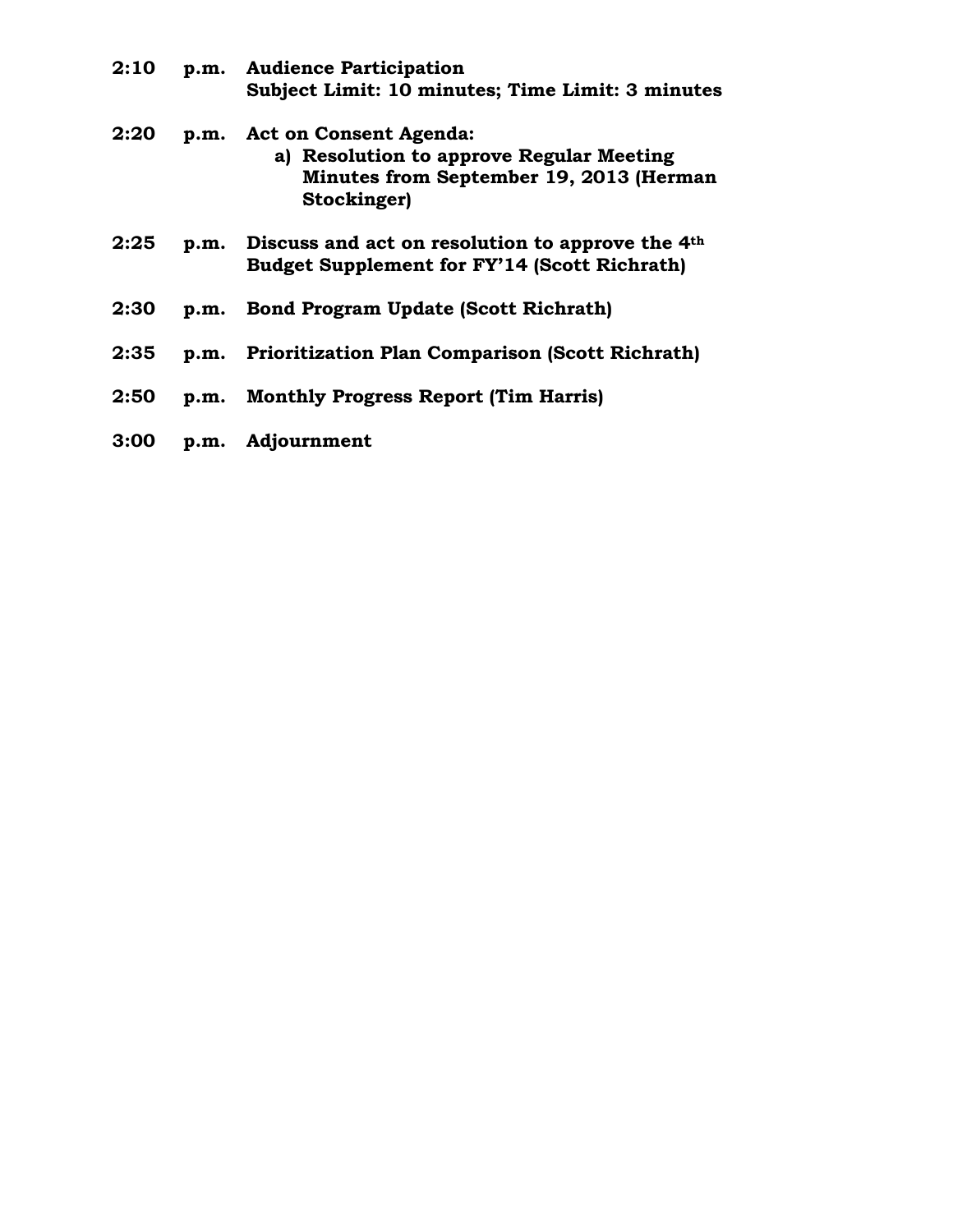**2:10 p.m. Audience Participation**
**Subject Limit: 10 minutes; Time Limit: 3 minutes**

**2:20 p.m. Act on Consent Agenda:**

**a) Resolution to approve Regular Meeting Minutes from September 19, 2013 (Herman Stockinger)**

**2:25 p.m. Discuss and act on resolution to approve the 4th Budget Supplement for FY'14 (Scott Richrath)**

**2:30 p.m. Bond Program Update (Scott Richrath)**

**2:35 p.m. Prioritization Plan Comparison (Scott Richrath)**

**2:50 p.m. Monthly Progress Report (Tim Harris)**

**3:00 p.m. Adjournment**